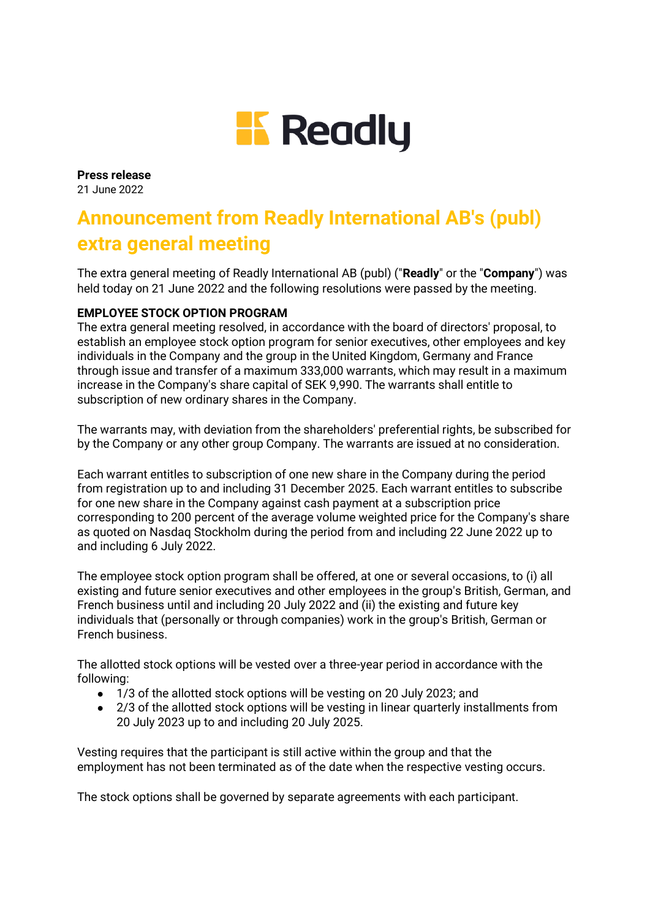**Press release**
21 June 2022

# Announcement from Readly International AB's (publ) extra general meeting

The extra general meeting of Readly International AB (publ) ("**Readly**" or the "**Company**") was held today on 21 June 2022 and the following resolutions were passed by the meeting.

**EMPLOYEE STOCK OPTION PROGRAM**

The extra general meeting resolved, in accordance with the board of directors' proposal, to establish an employee stock option program for senior executives, other employees and key individuals in the Company and the group in the United Kingdom, Germany and France through issue and transfer of a maximum 333,000 warrants, which may result in a maximum increase in the Company's share capital of SEK 9,990. The warrants shall entitle to subscription of new ordinary shares in the Company.

The warrants may, with deviation from the shareholders' preferential rights, be subscribed for by the Company or any other group Company. The warrants are issued at no consideration.

Each warrant entitles to subscription of one new share in the Company during the period from registration up to and including 31 December 2025. Each warrant entitles to subscribe for one new share in the Company against cash payment at a subscription price corresponding to 200 percent of the average volume weighted price for the Company's share as quoted on Nasdaq Stockholm during the period from and including 22 June 2022 up to and including 6 July 2022.

The employee stock option program shall be offered, at one or several occasions, to (i) all existing and future senior executives and other employees in the group's British, German, and French business until and including 20 July 2022 and (ii) the existing and future key individuals that (personally or through companies) work in the group's British, German or French business.

The allotted stock options will be vested over a three-year period in accordance with the following:

- 1/3 of the allotted stock options will be vesting on 20 July 2023; and
- 2/3 of the allotted stock options will be vesting in linear quarterly installments from 20 July 2023 up to and including 20 July 2025.

Vesting requires that the participant is still active within the group and that the employment has not been terminated as of the date when the respective vesting occurs.

The stock options shall be governed by separate agreements with each participant.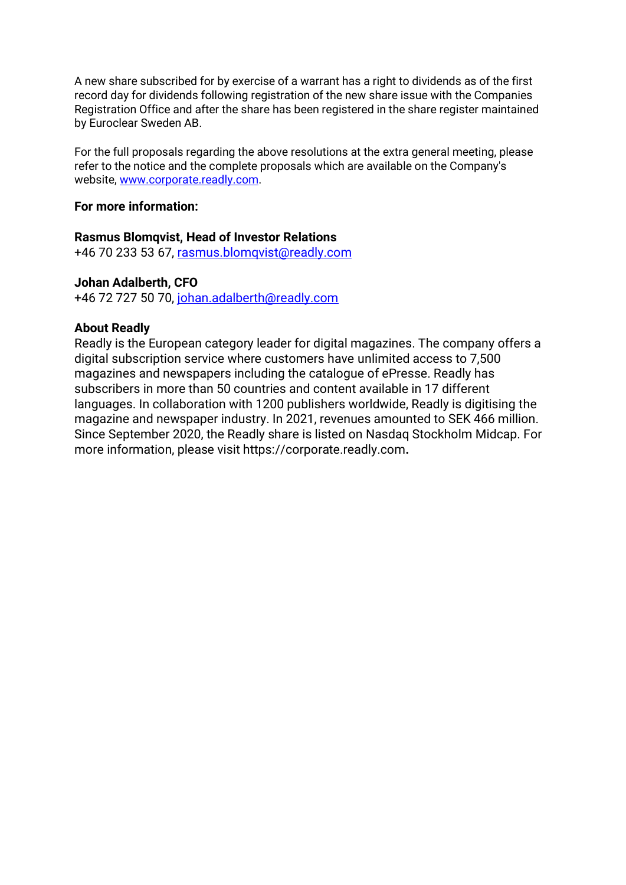A new share subscribed for by exercise of a warrant has a right to dividends as of the first record day for dividends following registration of the new share issue with the Companies Registration Office and after the share has been registered in the share register maintained by Euroclear Sweden AB.

For the full proposals regarding the above resolutions at the extra general meeting, please refer to the notice and the complete proposals which are available on the Company's website, www.corporate.readly.com.

**For more information:**

**Rasmus Blomqvist, Head of Investor Relations**
+46 70 233 53 67, rasmus.blomqvist@readly.com

**Johan Adalberth, CFO**
+46 72 727 50 70, johan.adalberth@readly.com

**About Readly**
Readly is the European category leader for digital magazines. The company offers a digital subscription service where customers have unlimited access to 7,500 magazines and newspapers including the catalogue of ePresse. Readly has subscribers in more than 50 countries and content available in 17 different languages. In collaboration with 1200 publishers worldwide, Readly is digitising the magazine and newspaper industry. In 2021, revenues amounted to SEK 466 million. Since September 2020, the Readly share is listed on Nasdaq Stockholm Midcap. For more information, please visit https://corporate.readly.com.